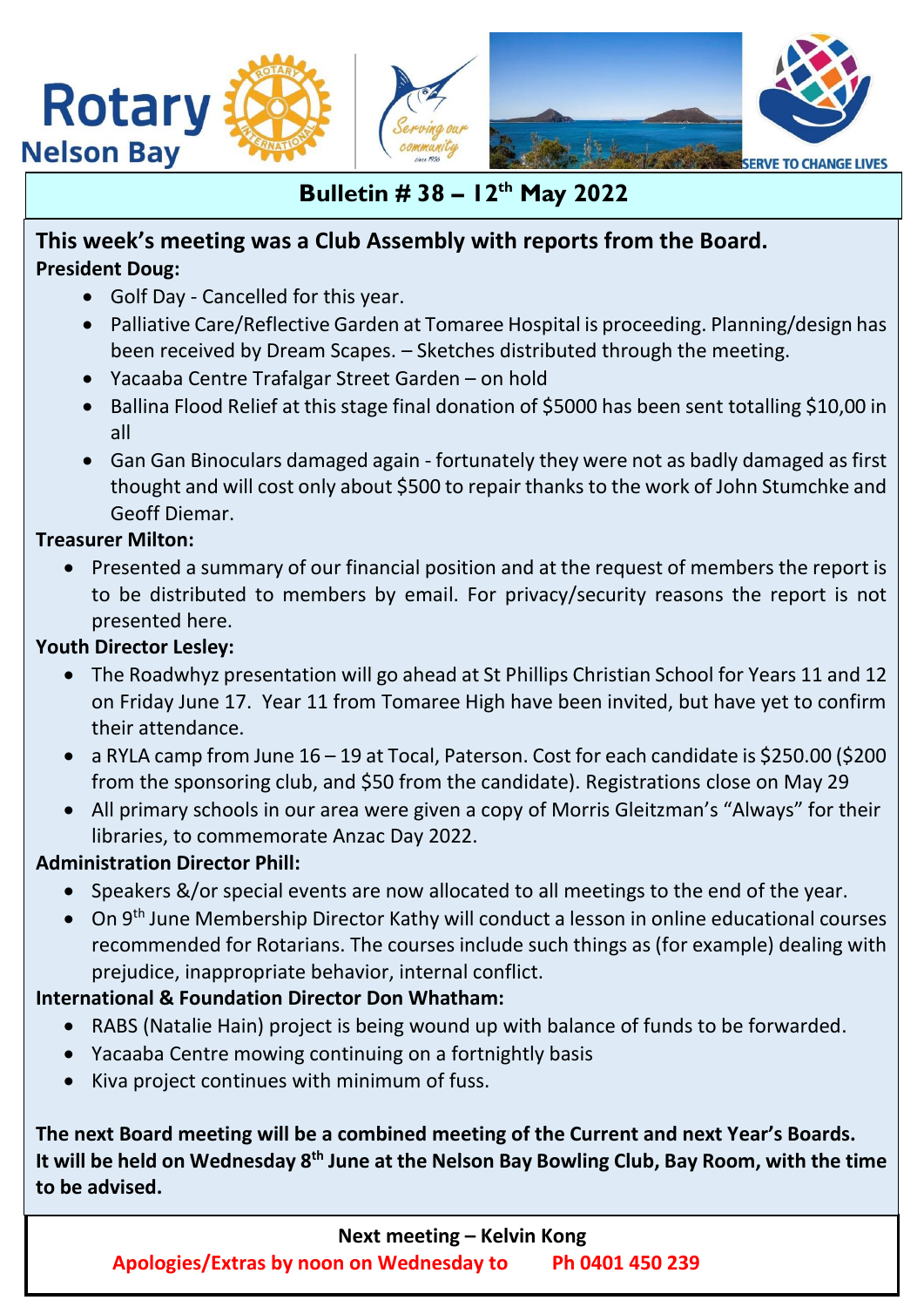Rotary Nelson Bay

SERVE TO CHANGE LIVES

# Bulletin # 38 – 12th May 2022

## This week's meeting was a Club Assembly with reports from the Board.

**President Doug:**

- Golf Day - Cancelled for this year.
- Palliative Care/Reflective Garden at Tomaree Hospital is proceeding. Planning/design has been received by Dream Scapes. – Sketches distributed through the meeting.
- Yacaaba Centre Trafalgar Street Garden – on hold
- Ballina Flood Relief at this stage final donation of $5000 has been sent totalling $10,00 in all
- Gan Gan Binoculars damaged again - fortunately they were not as badly damaged as first thought and will cost only about $500 to repair thanks to the work of John Stumchke and Geoff Diemar.

**Treasurer Milton:**

- Presented a summary of our financial position and at the request of members the report is to be distributed to members by email. For privacy/security reasons the report is not presented here.

**Youth Director Lesley:**

- The Roadwhyz presentation will go ahead at St Phillips Christian School for Years 11 and 12 on Friday June 17. Year 11 from Tomaree High have been invited, but have yet to confirm their attendance.
- a RYLA camp from June 16 – 19 at Tocal, Paterson. Cost for each candidate is $250.00 ($200 from the sponsoring club, and $50 from the candidate). Registrations close on May 29
- All primary schools in our area were given a copy of Morris Gleitzman's "Always" for their libraries, to commemorate Anzac Day 2022.

**Administration Director Phill:**

- Speakers &/or special events are now allocated to all meetings to the end of the year.
- On 9th June Membership Director Kathy will conduct a lesson in online educational courses recommended for Rotarians. The courses include such things as (for example) dealing with prejudice, inappropriate behavior, internal conflict.

**International & Foundation Director Don Whatham:**

- RABS (Natalie Hain) project is being wound up with balance of funds to be forwarded.
- Yacaaba Centre mowing continuing on a fortnightly basis
- Kiva project continues with minimum of fuss.

**The next Board meeting will be a combined meeting of the Current and next Year's Boards. It will be held on Wednesday 8th June at the Nelson Bay Bowling Club, Bay Room, with the time to be advised.**

**Next meeting – Kelvin Kong**

**Apologies/Extras by noon on Wednesday to Ph 0401 450 239**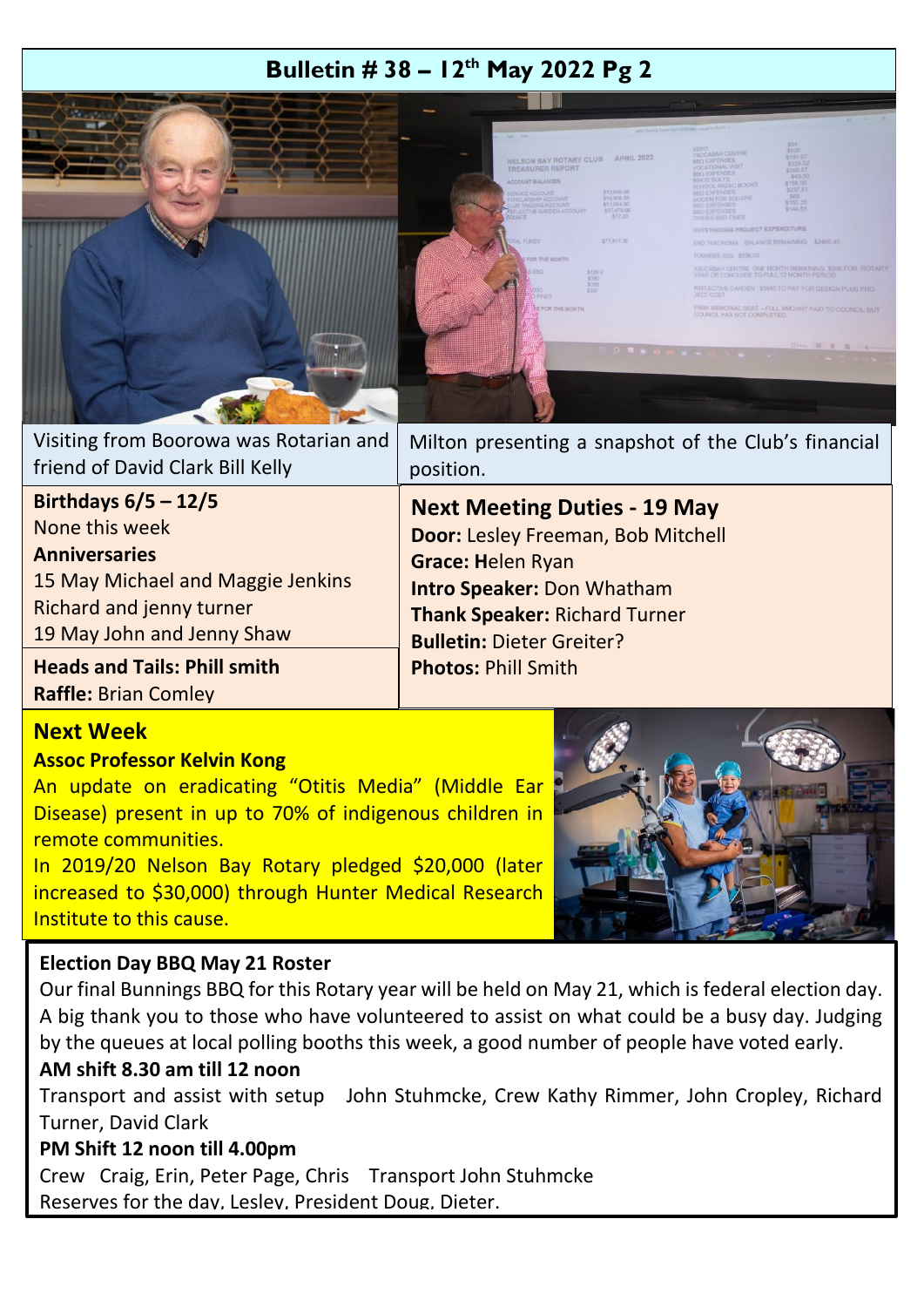# Bulletin # 38 – 12th May 2022 Pg 2

Visiting from Boorowa was Rotarian and friend of David Clark Bill Kelly

Milton presenting a snapshot of the Club's financial position.

**Birthdays 6/5 – 12/5**
None this week

**Anniversaries**
15 May Michael and Maggie Jenkins
Richard and jenny turner
19 May John and Jenny Shaw

**Heads and Tails: Phill smith**
**Raffle:** Brian Comley

## Next Meeting Duties - 19 May

**Door:** Lesley Freeman, Bob Mitchell
**Grace:** Helen Ryan
**Intro Speaker:** Don Whatham
**Thank Speaker:** Richard Turner
**Bulletin:** Dieter Greiter?
**Photos:** Phill Smith

## Next Week

**Assoc Professor Kelvin Kong**

An update on eradicating "Otitis Media" (Middle Ear Disease) present in up to 70% of indigenous children in remote communities.

In 2019/20 Nelson Bay Rotary pledged $20,000 (later increased to $30,000) through Hunter Medical Research Institute to this cause.

**Election Day BBQ May 21 Roster**

Our final Bunnings BBQ for this Rotary year will be held on May 21, which is federal election day. A big thank you to those who have volunteered to assist on what could be a busy day. Judging by the queues at local polling booths this week, a good number of people have voted early.

**AM shift 8.30 am till 12 noon**

Transport and assist with setup John Stuhmcke, Crew Kathy Rimmer, John Cropley, Richard Turner, David Clark

**PM Shift 12 noon till 4.00pm**

Crew Craig, Erin, Peter Page, Chris Transport John Stuhmcke

Reserves for the day, Lesley, President Doug, Dieter.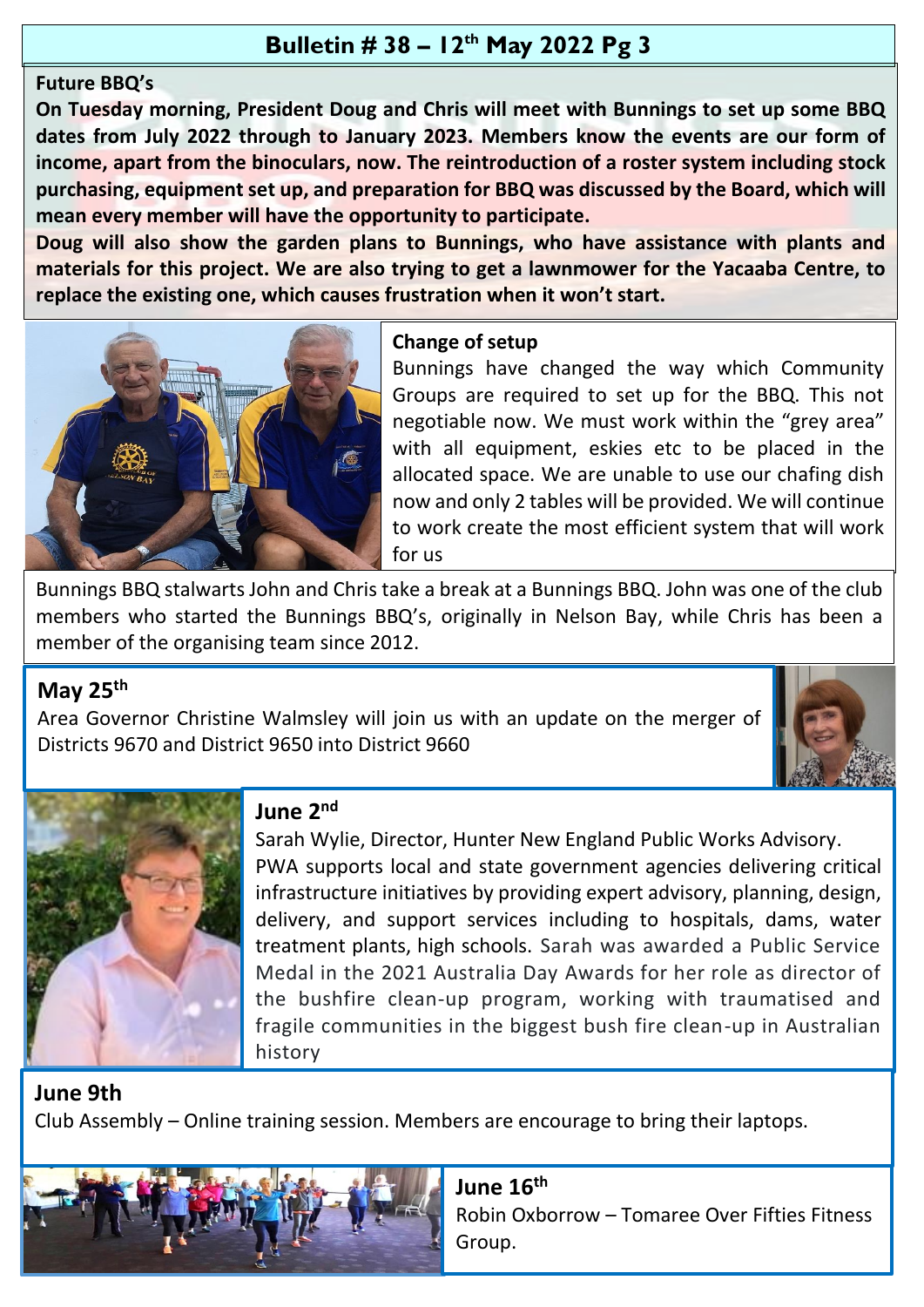# Bulletin # 38 – 12th May 2022 Pg 3

**Future BBQ's**

**On Tuesday morning, President Doug and Chris will meet with Bunnings to set up some BBQ dates from July 2022 through to January 2023. Members know the events are our form of income, apart from the binoculars, now. The reintroduction of a roster system including stock purchasing, equipment set up, and preparation for BBQ was discussed by the Board, which will mean every member will have the opportunity to participate.**

**Doug will also show the garden plans to Bunnings, who have assistance with plants and materials for this project. We are also trying to get a lawnmower for the Yacaaba Centre, to replace the existing one, which causes frustration when it won't start.**

**Change of setup**

Bunnings have changed the way which Community Groups are required to set up for the BBQ. This not negotiable now. We must work within the "grey area" with all equipment, eskies etc to be placed in the allocated space. We are unable to use our chafing dish now and only 2 tables will be provided. We will continue to work create the most efficient system that will work for us

Bunnings BBQ stalwarts John and Chris take a break at a Bunnings BBQ. John was one of the club members who started the Bunnings BBQ's, originally in Nelson Bay, while Chris has been a member of the organising team since 2012.

## May 25th

Area Governor Christine Walmsley will join us with an update on the merger of Districts 9670 and District 9650 into District 9660

## June 2nd

Sarah Wylie, Director, Hunter New England Public Works Advisory.

PWA supports local and state government agencies delivering critical infrastructure initiatives by providing expert advisory, planning, design, delivery, and support services including to hospitals, dams, water treatment plants, high schools. Sarah was awarded a Public Service Medal in the 2021 Australia Day Awards for her role as director of the bushfire clean-up program, working with traumatised and fragile communities in the biggest bush fire clean-up in Australian history

## June 9th

Club Assembly – Online training session. Members are encourage to bring their laptops.

## June 16th

Robin Oxborrow – Tomaree Over Fifties Fitness Group.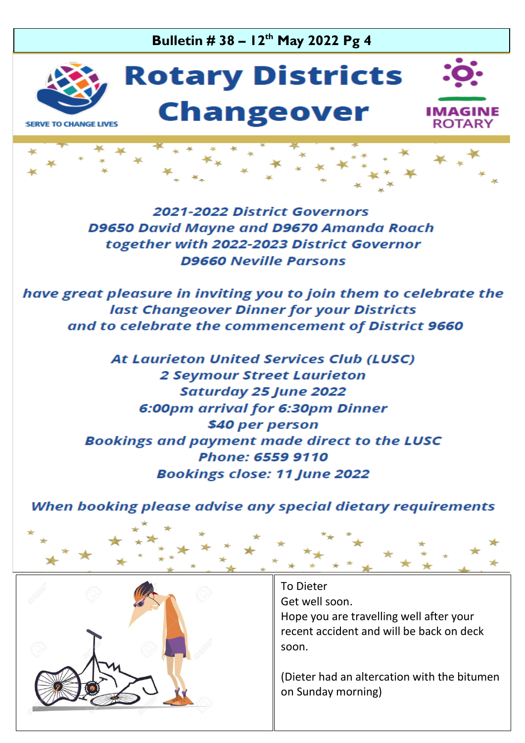**Bulletin # 38 – 12th May 2022 Pg 4**

SERVE TO CHANGE LIVES

# Rotary Districts Changeover

IMAGINE ROTARY

***2021-2022 District Governors***
***D9650 David Mayne and D9670 Amanda Roach***
***together with 2022-2023 District Governor***
***D9660 Neville Parsons***

***have great pleasure in inviting you to join them to celebrate the last Changeover Dinner for your Districts and to celebrate the commencement of District 9660***

***At Laurieton United Services Club (LUSC)***
***2 Seymour Street Laurieton***
***Saturday 25 June 2022***
***6:00pm arrival for 6:30pm Dinner***
***$40 per person***
***Bookings and payment made direct to the LUSC***
***Phone: 6559 9110***
***Bookings close: 11 June 2022***

***When booking please advise any special dietary requirements***

To Dieter
Get well soon.
Hope you are travelling well after your recent accident and will be back on deck soon.

(Dieter had an altercation with the bitumen on Sunday morning)